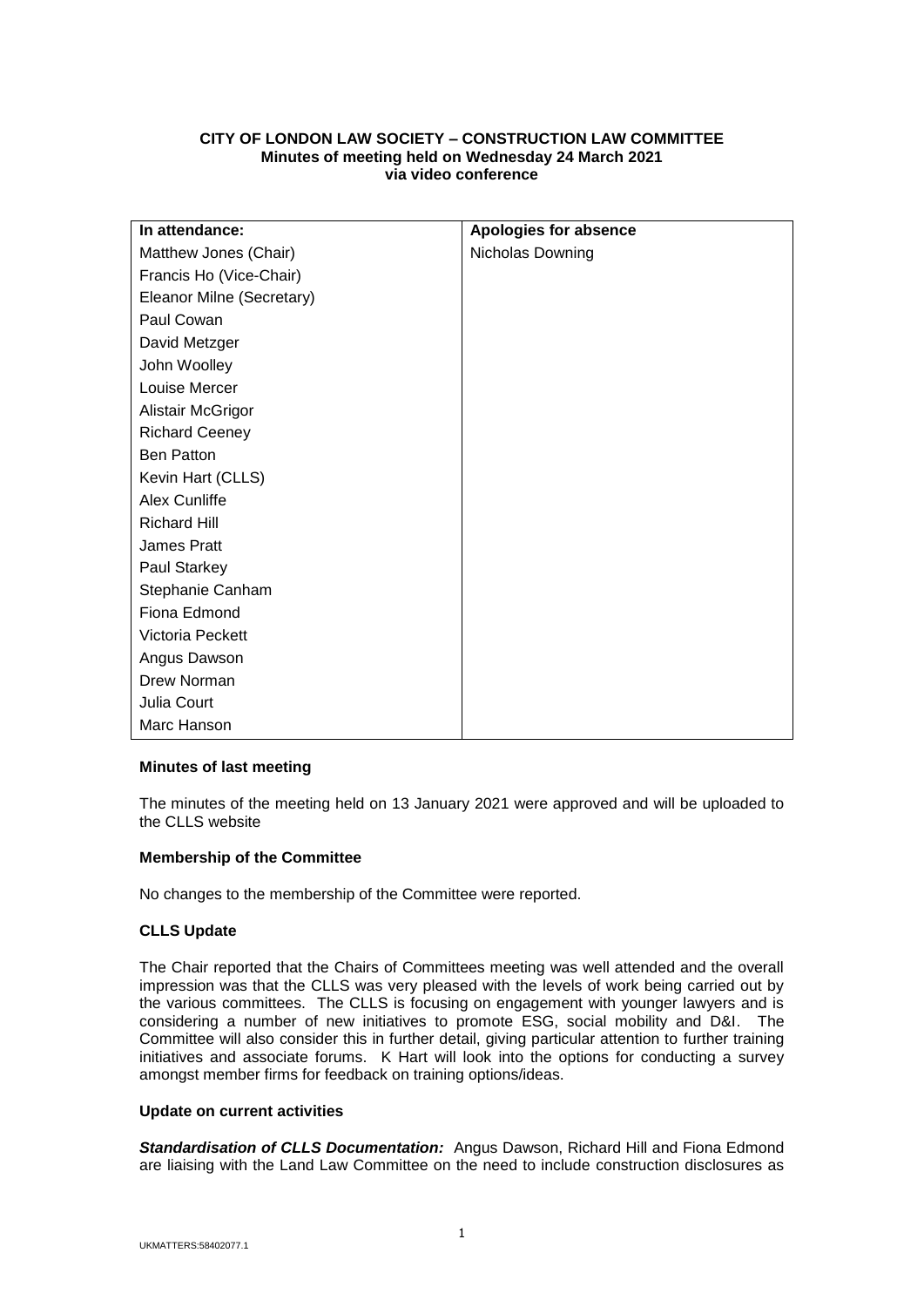# CITY OF LONDON LAW SOCIETY – CONSTRUCTION LAW COMMITTEE
**Minutes of meeting held on Wednesday 24 March 2021**
**via video conference**

| In attendance: | Apologies for absence |
|---|---|
| Matthew Jones (Chair) | Nicholas Downing |
| Francis Ho (Vice-Chair) | |
| Eleanor Milne (Secretary) | |
| Paul Cowan | |
| David Metzger | |
| John Woolley | |
| Louise Mercer | |
| Alistair McGrigor | |
| Richard Ceeney | |
| Ben Patton | |
| Kevin Hart (CLLS) | |
| Alex Cunliffe | |
| Richard Hill | |
| James Pratt | |
| Paul Starkey | |
| Stephanie Canham | |
| Fiona Edmond | |
| Victoria Peckett | |
| Angus Dawson | |
| Drew Norman | |
| Julia Court | |
| Marc Hanson | |

**Minutes of last meeting**

The minutes of the meeting held on 13 January 2021 were approved and will be uploaded to the CLLS website

**Membership of the Committee**

No changes to the membership of the Committee were reported.

**CLLS Update**

The Chair reported that the Chairs of Committees meeting was well attended and the overall impression was that the CLLS was very pleased with the levels of work being carried out by the various committees. The CLLS is focusing on engagement with younger lawyers and is considering a number of new initiatives to promote ESG, social mobility and D&I. The Committee will also consider this in further detail, giving particular attention to further training initiatives and associate forums. K Hart will look into the options for conducting a survey amongst member firms for feedback on training options/ideas.

**Update on current activities**

***Standardisation of CLLS Documentation:*** Angus Dawson, Richard Hill and Fiona Edmond are liaising with the Land Law Committee on the need to include construction disclosures as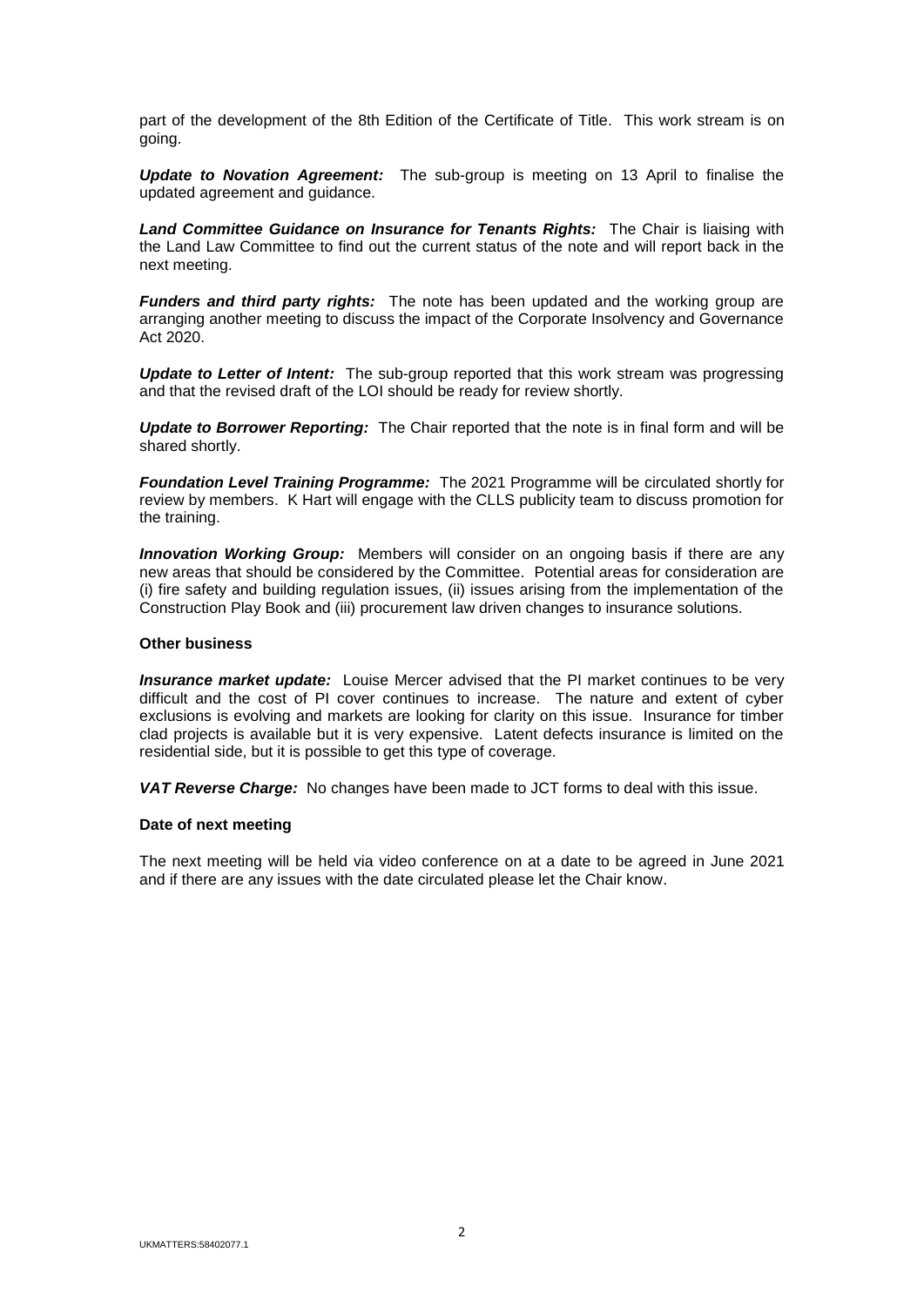part of the development of the 8th Edition of the Certificate of Title. This work stream is on going.

***Update to Novation Agreement:*** The sub-group is meeting on 13 April to finalise the updated agreement and guidance.

***Land Committee Guidance on Insurance for Tenants Rights:*** The Chair is liaising with the Land Law Committee to find out the current status of the note and will report back in the next meeting.

***Funders and third party rights:*** The note has been updated and the working group are arranging another meeting to discuss the impact of the Corporate Insolvency and Governance Act 2020.

***Update to Letter of Intent:*** The sub-group reported that this work stream was progressing and that the revised draft of the LOI should be ready for review shortly.

***Update to Borrower Reporting:*** The Chair reported that the note is in final form and will be shared shortly.

***Foundation Level Training Programme:*** The 2021 Programme will be circulated shortly for review by members. K Hart will engage with the CLLS publicity team to discuss promotion for the training.

***Innovation Working Group:*** Members will consider on an ongoing basis if there are any new areas that should be considered by the Committee. Potential areas for consideration are (i) fire safety and building regulation issues, (ii) issues arising from the implementation of the Construction Play Book and (iii) procurement law driven changes to insurance solutions.

**Other business**

***Insurance market update:*** Louise Mercer advised that the PI market continues to be very difficult and the cost of PI cover continues to increase. The nature and extent of cyber exclusions is evolving and markets are looking for clarity on this issue. Insurance for timber clad projects is available but it is very expensive. Latent defects insurance is limited on the residential side, but it is possible to get this type of coverage.

***VAT Reverse Charge:*** No changes have been made to JCT forms to deal with this issue.

**Date of next meeting**

The next meeting will be held via video conference on at a date to be agreed in June 2021 and if there are any issues with the date circulated please let the Chair know.

UKMATTERS:58402077.1